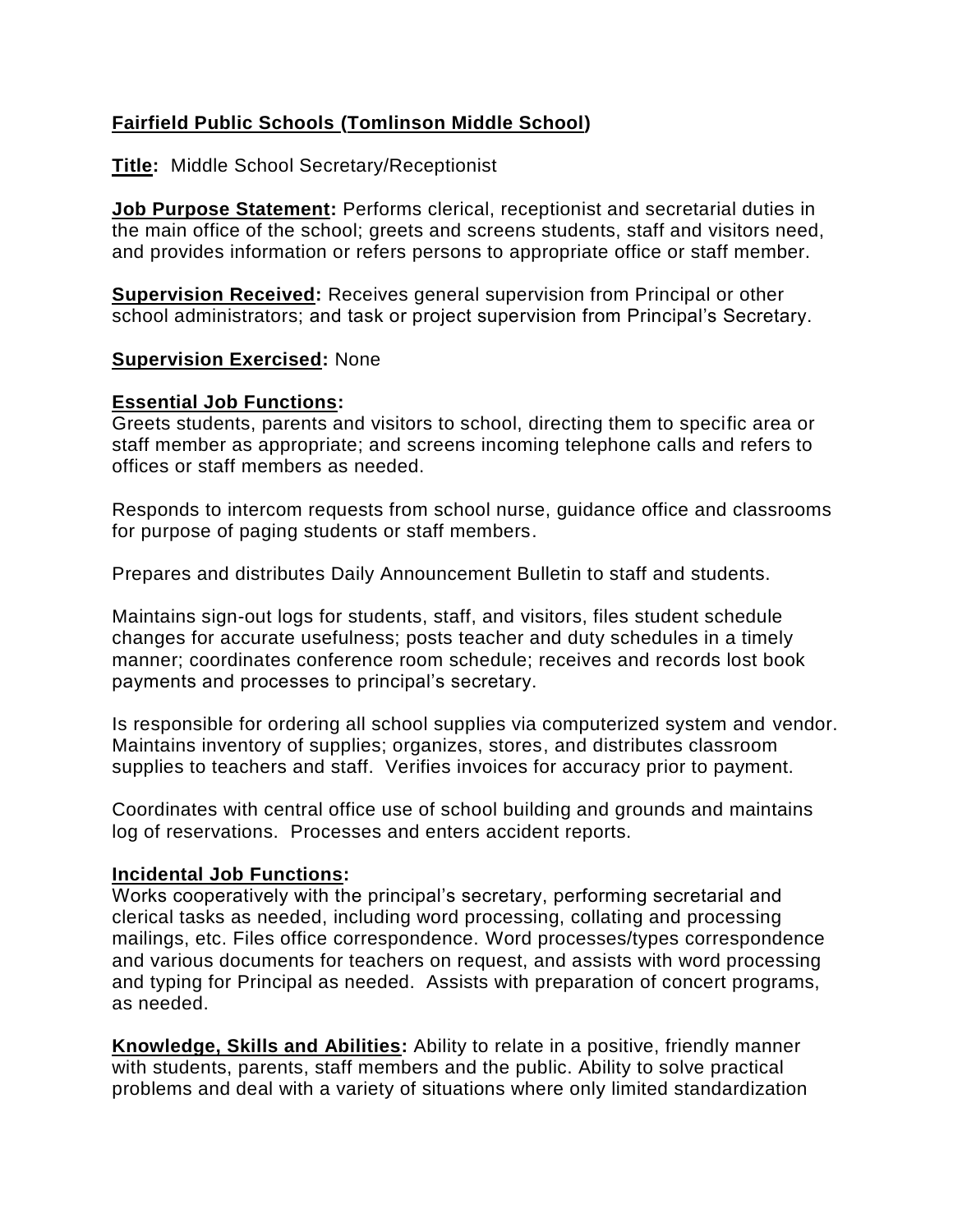**Fairfield Public Schools (Tomlinson Middle School)**

**Title:** Middle School Secretary/Receptionist

**Job Purpose Statement:** Performs clerical, receptionist and secretarial duties in the main office of the school; greets and screens students, staff and visitors need, and provides information or refers persons to appropriate office or staff member.

**Supervision Received:** Receives general supervision from Principal or other school administrators; and task or project supervision from Principal's Secretary.

**Supervision Exercised:** None

**Essential Job Functions:**
Greets students, parents and visitors to school, directing them to specific area or staff member as appropriate; and screens incoming telephone calls and refers to offices or staff members as needed.

Responds to intercom requests from school nurse, guidance office and classrooms for purpose of paging students or staff members.

Prepares and distributes Daily Announcement Bulletin to staff and students.

Maintains sign-out logs for students, staff, and visitors, files student schedule changes for accurate usefulness; posts teacher and duty schedules in a timely manner; coordinates conference room schedule; receives and records lost book payments and processes to principal's secretary.

Is responsible for ordering all school supplies via computerized system and vendor. Maintains inventory of supplies; organizes, stores, and distributes classroom supplies to teachers and staff. Verifies invoices for accuracy prior to payment.

Coordinates with central office use of school building and grounds and maintains log of reservations. Processes and enters accident reports.

**Incidental Job Functions:**
Works cooperatively with the principal's secretary, performing secretarial and clerical tasks as needed, including word processing, collating and processing mailings, etc. Files office correspondence. Word processes/types correspondence and various documents for teachers on request, and assists with word processing and typing for Principal as needed. Assists with preparation of concert programs, as needed.

**Knowledge, Skills and Abilities:** Ability to relate in a positive, friendly manner with students, parents, staff members and the public. Ability to solve practical problems and deal with a variety of situations where only limited standardization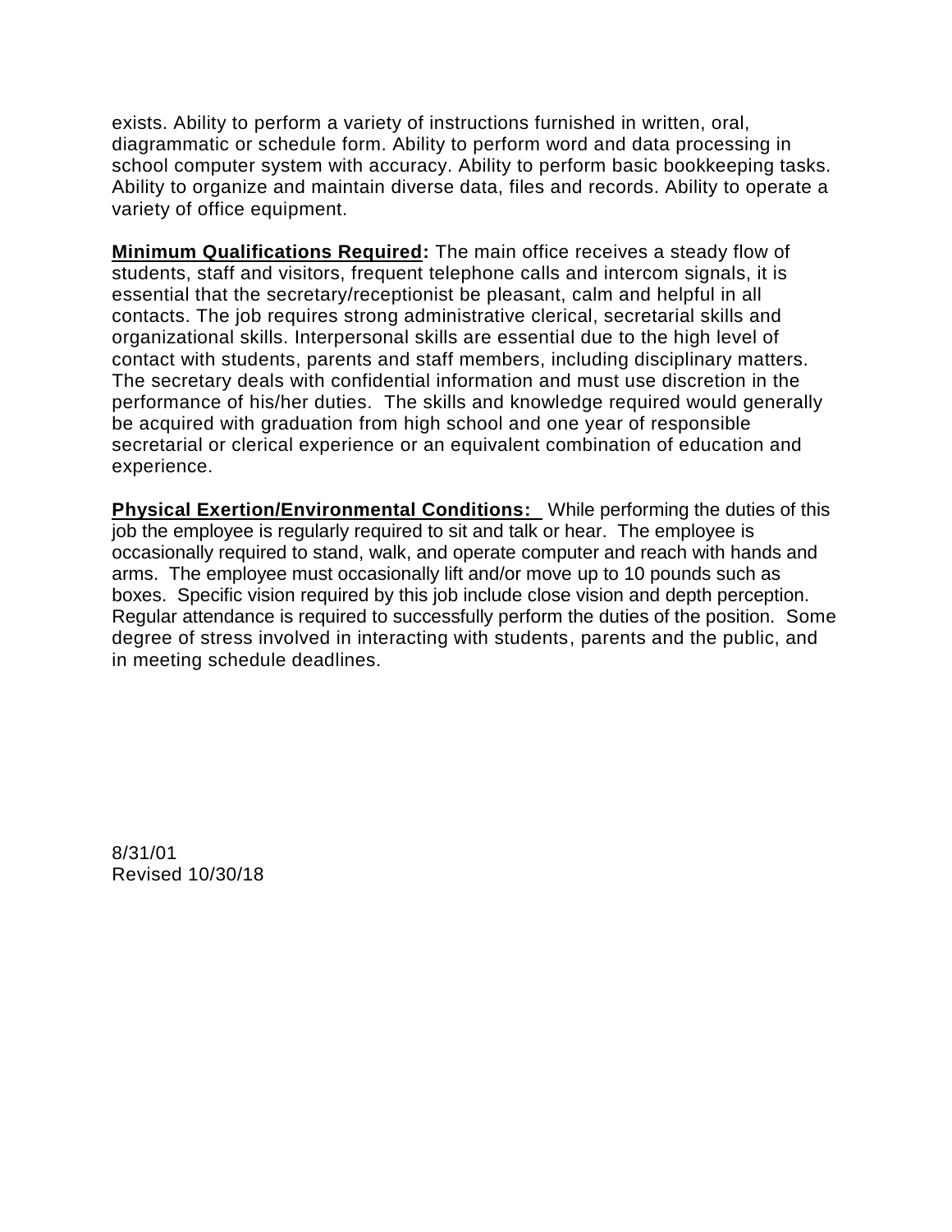exists. Ability to perform a variety of instructions furnished in written, oral, diagrammatic or schedule form. Ability to perform word and data processing in school computer system with accuracy. Ability to perform basic bookkeeping tasks. Ability to organize and maintain diverse data, files and records. Ability to operate a variety of office equipment.

**Minimum Qualifications Required:** The main office receives a steady flow of students, staff and visitors, frequent telephone calls and intercom signals, it is essential that the secretary/receptionist be pleasant, calm and helpful in all contacts. The job requires strong administrative clerical, secretarial skills and organizational skills. Interpersonal skills are essential due to the high level of contact with students, parents and staff members, including disciplinary matters. The secretary deals with confidential information and must use discretion in the performance of his/her duties. The skills and knowledge required would generally be acquired with graduation from high school and one year of responsible secretarial or clerical experience or an equivalent combination of education and experience.

**Physical Exertion/Environmental Conditions:** While performing the duties of this job the employee is regularly required to sit and talk or hear. The employee is occasionally required to stand, walk, and operate computer and reach with hands and arms. The employee must occasionally lift and/or move up to 10 pounds such as boxes. Specific vision required by this job include close vision and depth perception. Regular attendance is required to successfully perform the duties of the position. Some degree of stress involved in interacting with students, parents and the public, and in meeting schedule deadlines.

8/31/01
Revised 10/30/18